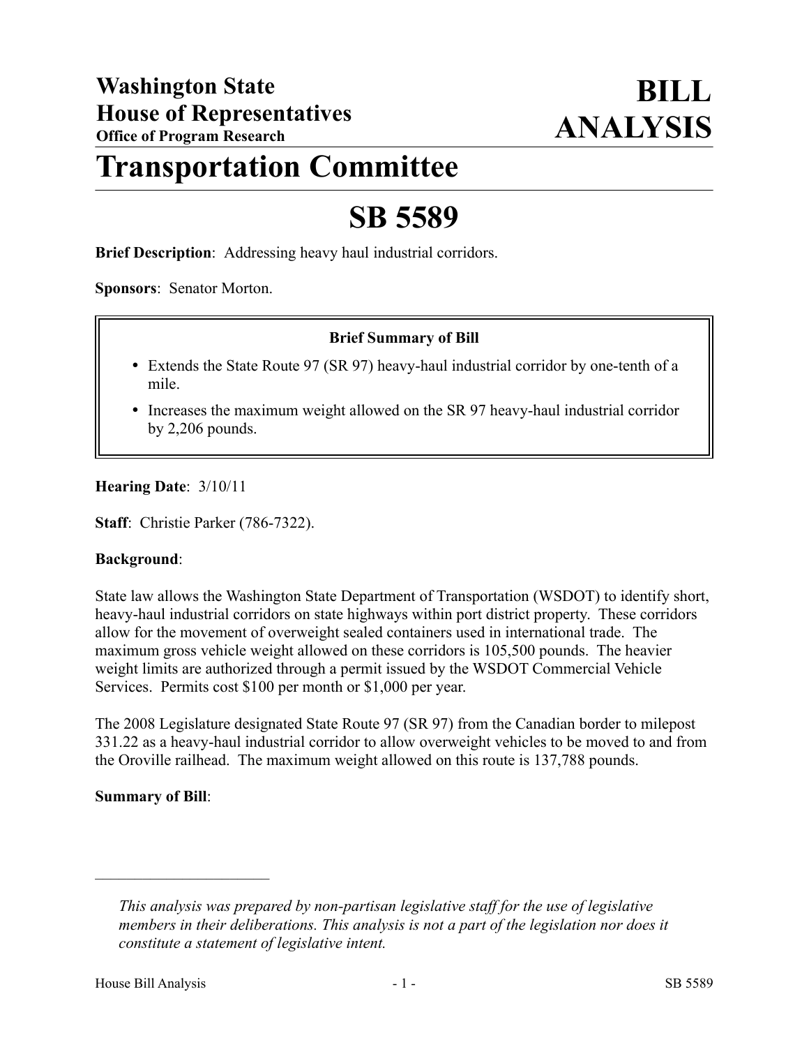# Washington State House of Representatives

**Office of Program Research**

# BILL ANALYSIS

# Transportation Committee

# SB 5589

**Brief Description**: Addressing heavy haul industrial corridors.

**Sponsors**: Senator Morton.

**Brief Summary of Bill**

- Extends the State Route 97 (SR 97) heavy-haul industrial corridor by one-tenth of a mile.
- Increases the maximum weight allowed on the SR 97 heavy-haul industrial corridor by 2,206 pounds.

**Hearing Date**: 3/10/11

**Staff**: Christie Parker (786-7322).

**Background**:

State law allows the Washington State Department of Transportation (WSDOT) to identify short, heavy-haul industrial corridors on state highways within port district property. These corridors allow for the movement of overweight sealed containers used in international trade. The maximum gross vehicle weight allowed on these corridors is 105,500 pounds. The heavier weight limits are authorized through a permit issued by the WSDOT Commercial Vehicle Services. Permits cost $100 per month or $1,000 per year.

The 2008 Legislature designated State Route 97 (SR 97) from the Canadian border to milepost 331.22 as a heavy-haul industrial corridor to allow overweight vehicles to be moved to and from the Oroville railhead. The maximum weight allowed on this route is 137,788 pounds.

**Summary of Bill**:

---

*This analysis was prepared by non-partisan legislative staff for the use of legislative members in their deliberations. This analysis is not a part of the legislation nor does it constitute a statement of legislative intent.*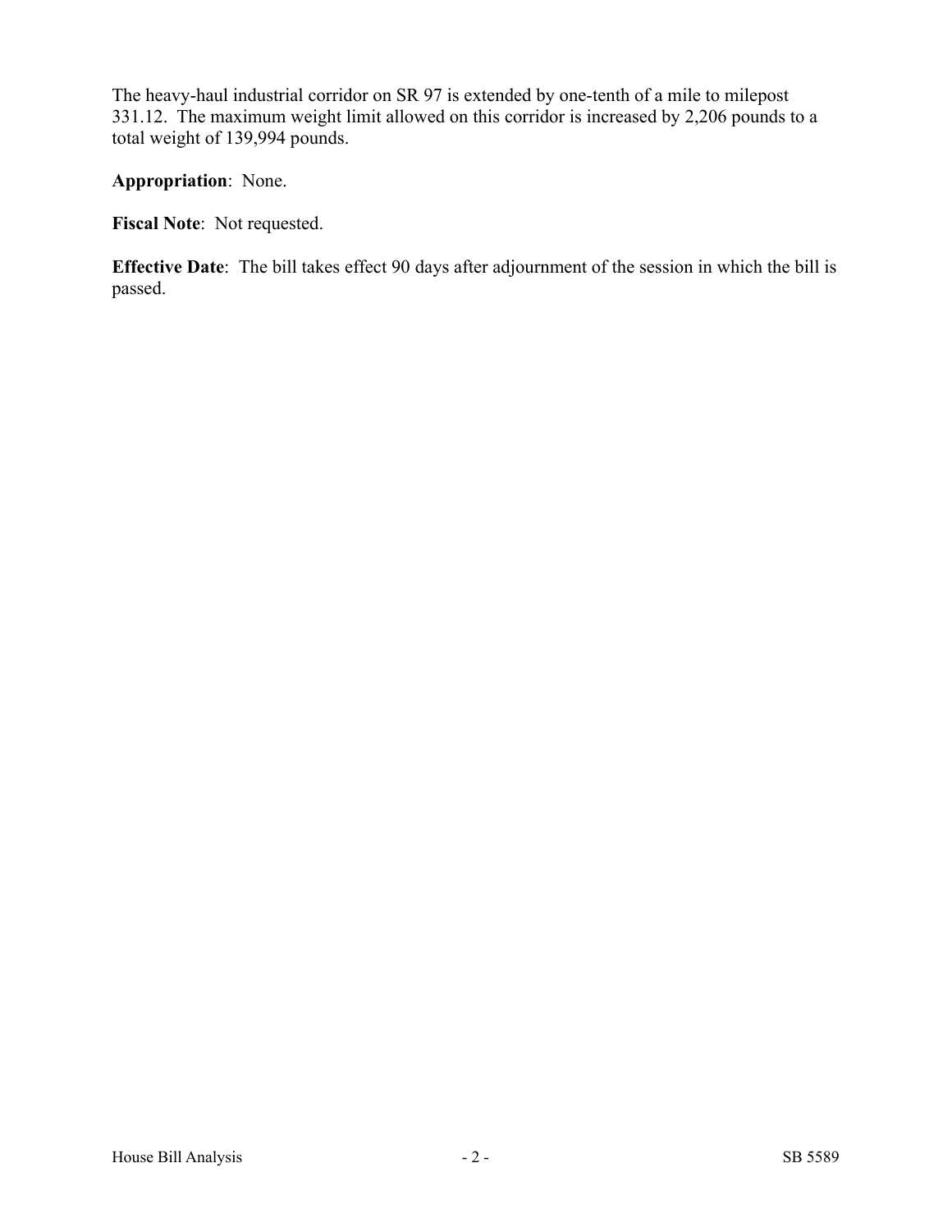The heavy-haul industrial corridor on SR 97 is extended by one-tenth of a mile to milepost 331.12. The maximum weight limit allowed on this corridor is increased by 2,206 pounds to a total weight of 139,994 pounds.

**Appropriation**: None.

**Fiscal Note**: Not requested.

**Effective Date**: The bill takes effect 90 days after adjournment of the session in which the bill is passed.